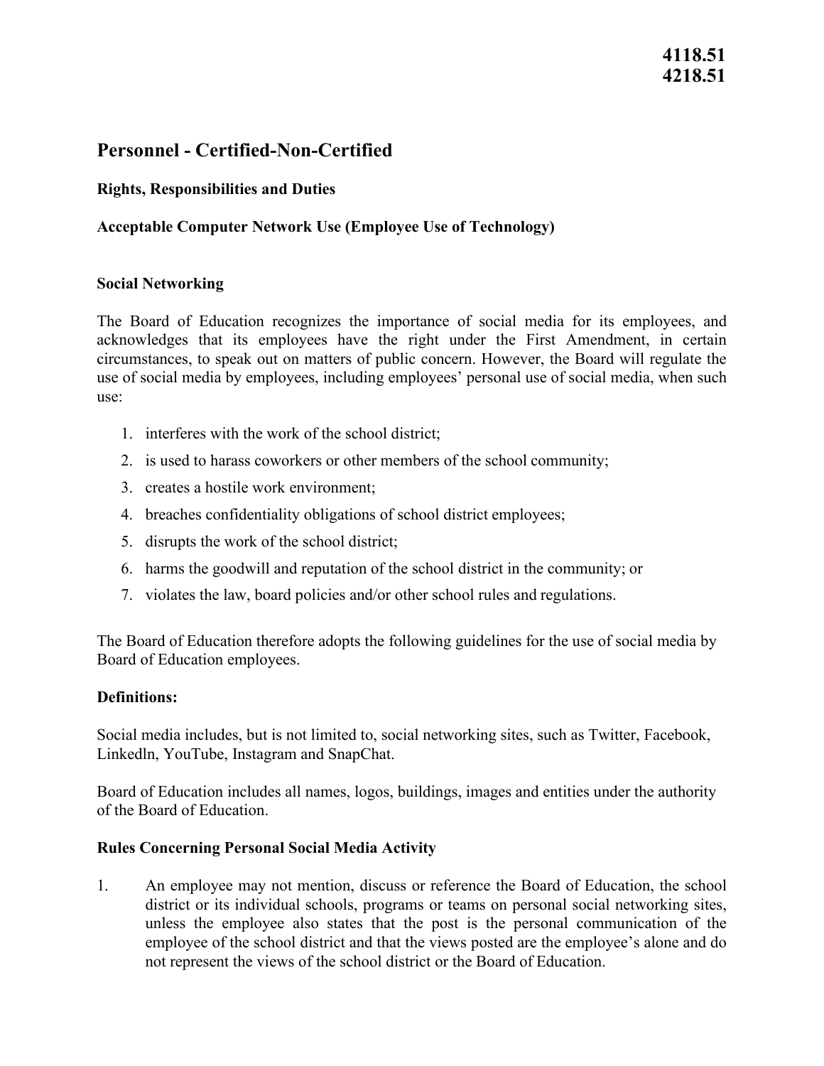**4118.51**
**4218.51**

# Personnel - Certified-Non-Certified

### Rights, Responsibilities and Duties

### Acceptable Computer Network Use (Employee Use of Technology)

### Social Networking

The Board of Education recognizes the importance of social media for its employees, and acknowledges that its employees have the right under the First Amendment, in certain circumstances, to speak out on matters of public concern. However, the Board will regulate the use of social media by employees, including employees' personal use of social media, when such use:

1. interferes with the work of the school district;
2. is used to harass coworkers or other members of the school community;
3. creates a hostile work environment;
4. breaches confidentiality obligations of school district employees;
5. disrupts the work of the school district;
6. harms the goodwill and reputation of the school district in the community; or
7. violates the law, board policies and/or other school rules and regulations.

The Board of Education therefore adopts the following guidelines for the use of social media by Board of Education employees.

### Definitions:

Social media includes, but is not limited to, social networking sites, such as Twitter, Facebook, Linkedln, YouTube, Instagram and SnapChat.

Board of Education includes all names, logos, buildings, images and entities under the authority of the Board of Education.

### Rules Concerning Personal Social Media Activity

1. An employee may not mention, discuss or reference the Board of Education, the school district or its individual schools, programs or teams on personal social networking sites, unless the employee also states that the post is the personal communication of the employee of the school district and that the views posted are the employee's alone and do not represent the views of the school district or the Board of Education.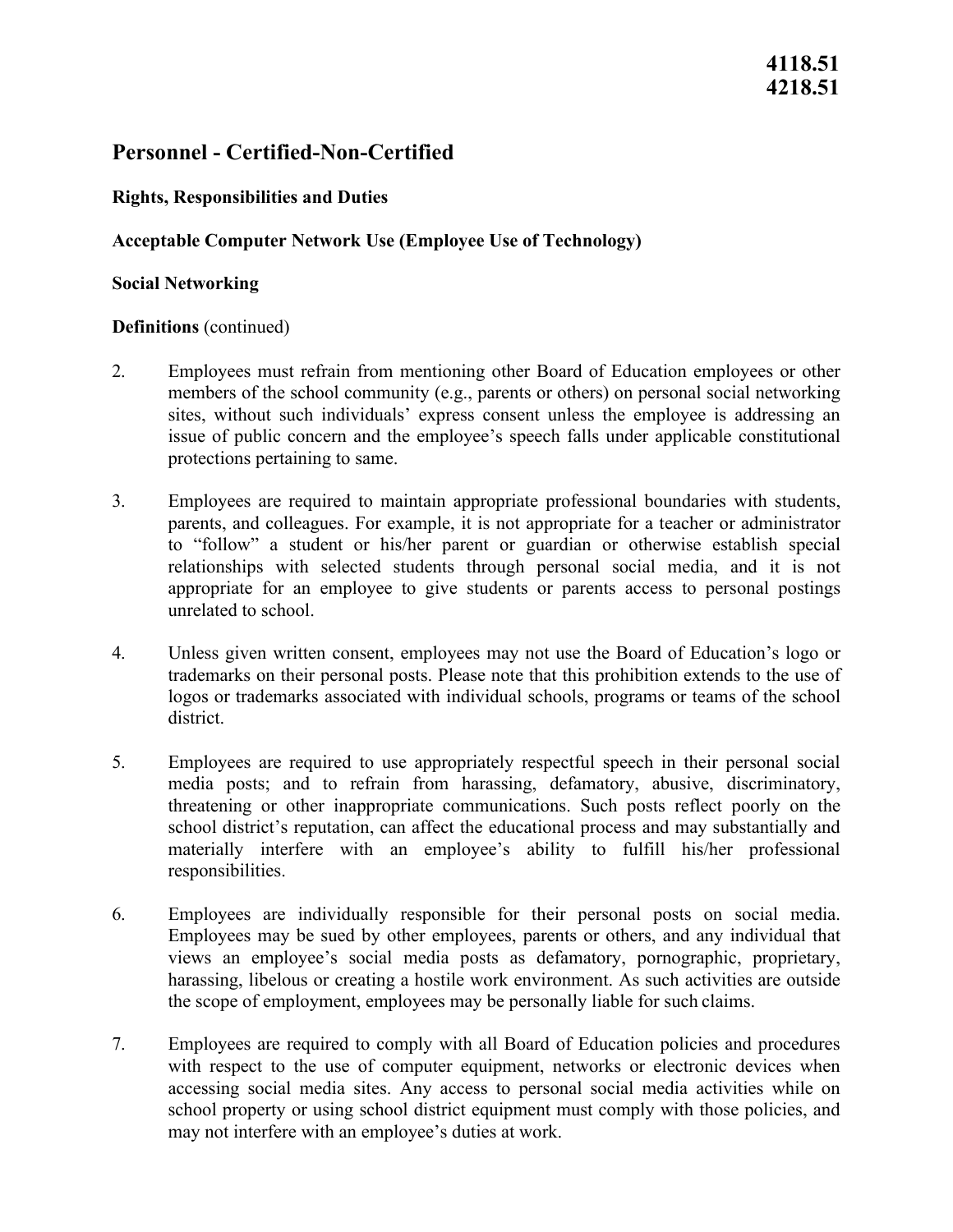4118.51
4218.51

## Personnel - Certified-Non-Certified

**Rights, Responsibilities and Duties**

**Acceptable Computer Network Use (Employee Use of Technology)**

**Social Networking**

**Definitions** (continued)

2. Employees must refrain from mentioning other Board of Education employees or other members of the school community (e.g., parents or others) on personal social networking sites, without such individuals' express consent unless the employee is addressing an issue of public concern and the employee's speech falls under applicable constitutional protections pertaining to same.

3. Employees are required to maintain appropriate professional boundaries with students, parents, and colleagues. For example, it is not appropriate for a teacher or administrator to "follow" a student or his/her parent or guardian or otherwise establish special relationships with selected students through personal social media, and it is not appropriate for an employee to give students or parents access to personal postings unrelated to school.

4. Unless given written consent, employees may not use the Board of Education's logo or trademarks on their personal posts. Please note that this prohibition extends to the use of logos or trademarks associated with individual schools, programs or teams of the school district.

5. Employees are required to use appropriately respectful speech in their personal social media posts; and to refrain from harassing, defamatory, abusive, discriminatory, threatening or other inappropriate communications. Such posts reflect poorly on the school district's reputation, can affect the educational process and may substantially and materially interfere with an employee's ability to fulfill his/her professional responsibilities.

6. Employees are individually responsible for their personal posts on social media. Employees may be sued by other employees, parents or others, and any individual that views an employee's social media posts as defamatory, pornographic, proprietary, harassing, libelous or creating a hostile work environment. As such activities are outside the scope of employment, employees may be personally liable for such claims.

7. Employees are required to comply with all Board of Education policies and procedures with respect to the use of computer equipment, networks or electronic devices when accessing social media sites. Any access to personal social media activities while on school property or using school district equipment must comply with those policies, and may not interfere with an employee's duties at work.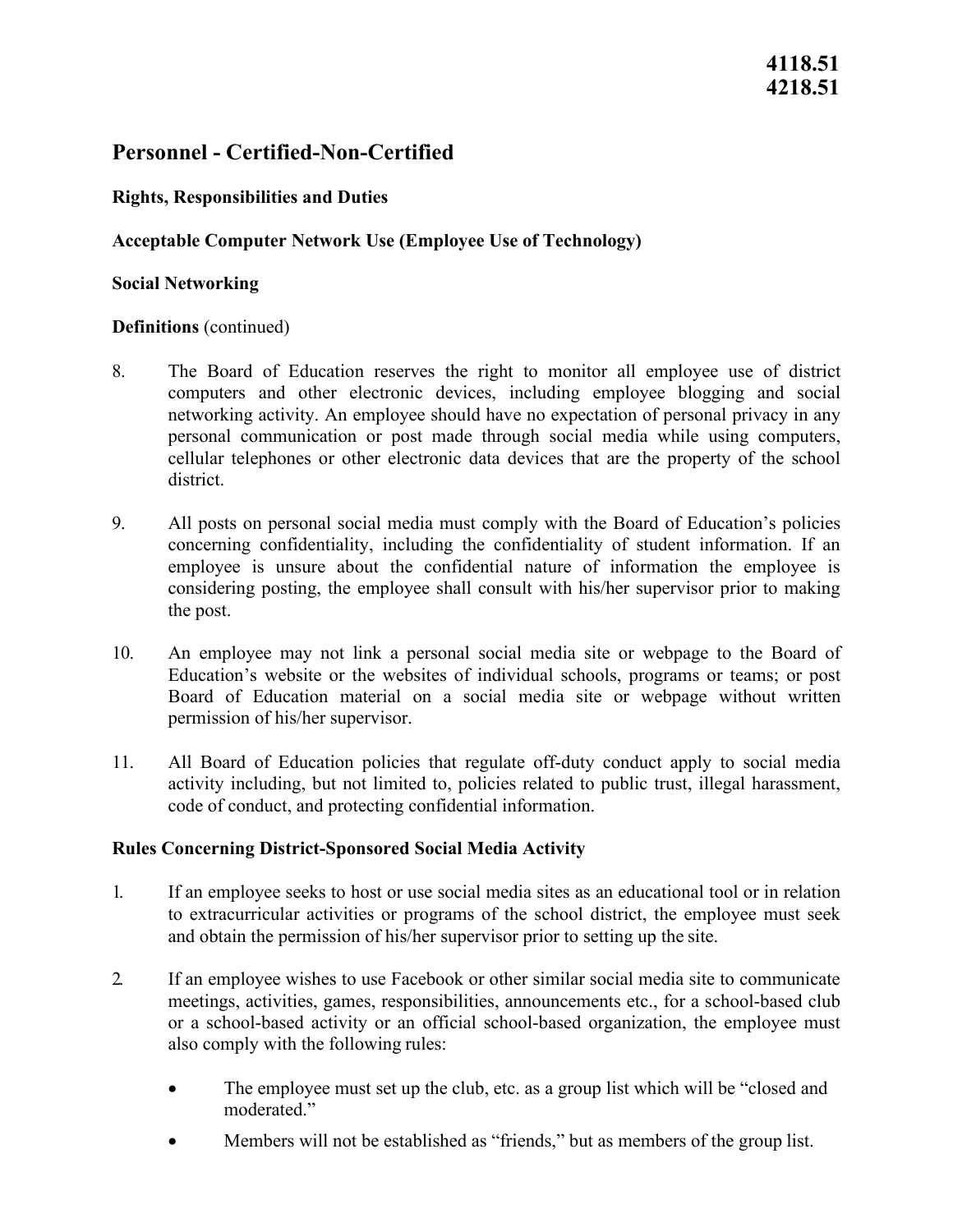**4118.51**
**4218.51**

# Personnel - Certified-Non-Certified

**Rights, Responsibilities and Duties**

**Acceptable Computer Network Use (Employee Use of Technology)**

**Social Networking**

**Definitions** (continued)

8. The Board of Education reserves the right to monitor all employee use of district computers and other electronic devices, including employee blogging and social networking activity. An employee should have no expectation of personal privacy in any personal communication or post made through social media while using computers, cellular telephones or other electronic data devices that are the property of the school district.

9. All posts on personal social media must comply with the Board of Education's policies concerning confidentiality, including the confidentiality of student information. If an employee is unsure about the confidential nature of information the employee is considering posting, the employee shall consult with his/her supervisor prior to making the post.

10. An employee may not link a personal social media site or webpage to the Board of Education's website or the websites of individual schools, programs or teams; or post Board of Education material on a social media site or webpage without written permission of his/her supervisor.

11. All Board of Education policies that regulate off-duty conduct apply to social media activity including, but not limited to, policies related to public trust, illegal harassment, code of conduct, and protecting confidential information.

**Rules Concerning District-Sponsored Social Media Activity**

1. If an employee seeks to host or use social media sites as an educational tool or in relation to extracurricular activities or programs of the school district, the employee must seek and obtain the permission of his/her supervisor prior to setting up the site.

2. If an employee wishes to use Facebook or other similar social media site to communicate meetings, activities, games, responsibilities, announcements etc., for a school-based club or a school-based activity or an official school-based organization, the employee must also comply with the following rules:

   - The employee must set up the club, etc. as a group list which will be "closed and moderated."
   - Members will not be established as "friends," but as members of the group list.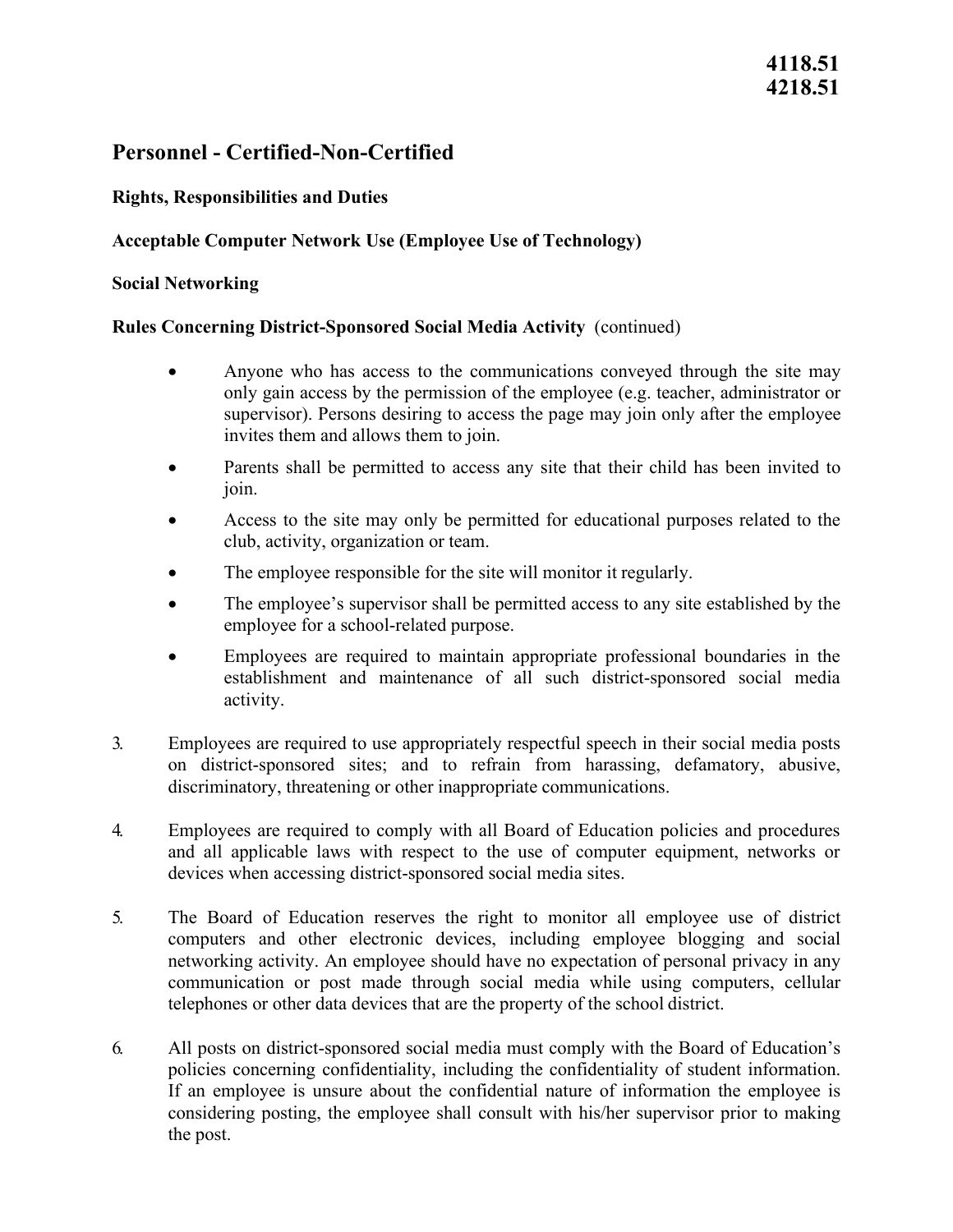# Personnel - Certified-Non-Certified

## Rights, Responsibilities and Duties

### Acceptable Computer Network Use (Employee Use of Technology)

#### Social Networking

#### Rules Concerning District-Sponsored Social Media Activity (continued)

- Anyone who has access to the communications conveyed through the site may only gain access by the permission of the employee (e.g. teacher, administrator or supervisor). Persons desiring to access the page may join only after the employee invites them and allows them to join.
- Parents shall be permitted to access any site that their child has been invited to join.
- Access to the site may only be permitted for educational purposes related to the club, activity, organization or team.
- The employee responsible for the site will monitor it regularly.
- The employee's supervisor shall be permitted access to any site established by the employee for a school-related purpose.
- Employees are required to maintain appropriate professional boundaries in the establishment and maintenance of all such district-sponsored social media activity.

3. Employees are required to use appropriately respectful speech in their social media posts on district-sponsored sites; and to refrain from harassing, defamatory, abusive, discriminatory, threatening or other inappropriate communications.

4. Employees are required to comply with all Board of Education policies and procedures and all applicable laws with respect to the use of computer equipment, networks or devices when accessing district-sponsored social media sites.

5. The Board of Education reserves the right to monitor all employee use of district computers and other electronic devices, including employee blogging and social networking activity. An employee should have no expectation of personal privacy in any communication or post made through social media while using computers, cellular telephones or other data devices that are the property of the school district.

6. All posts on district-sponsored social media must comply with the Board of Education's policies concerning confidentiality, including the confidentiality of student information. If an employee is unsure about the confidential nature of information the employee is considering posting, the employee shall consult with his/her supervisor prior to making the post.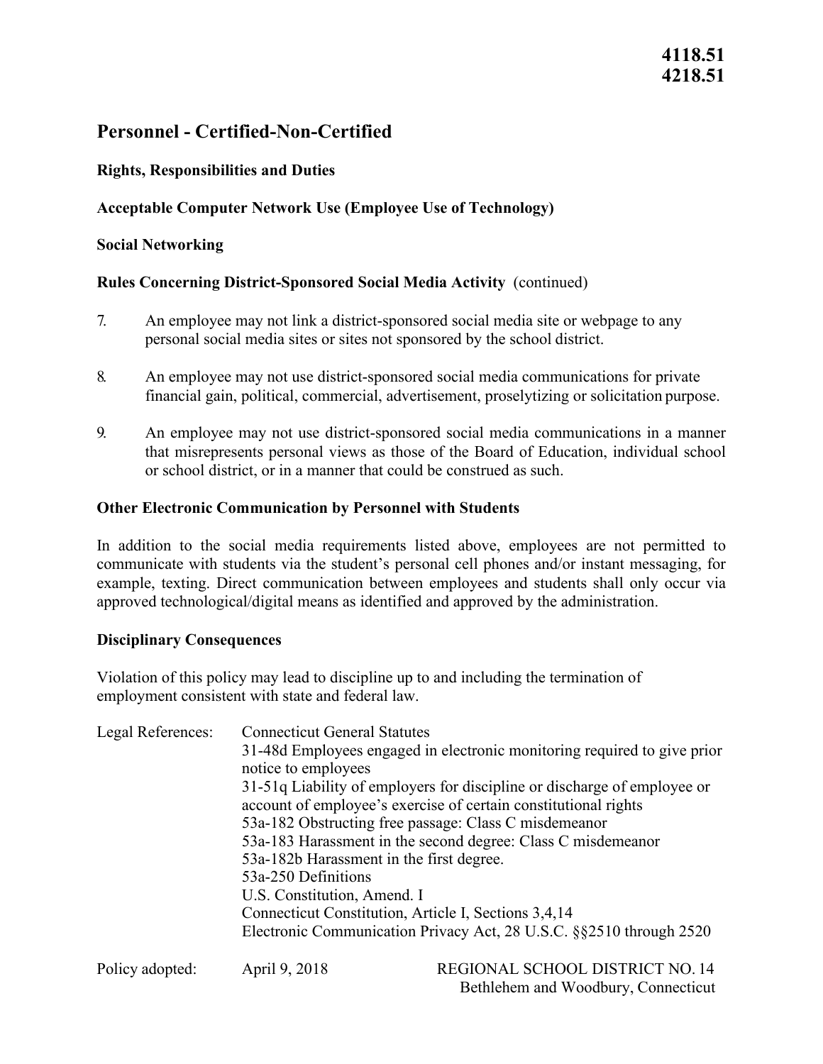**4118.51**
**4218.51**

## Personnel - Certified-Non-Certified

### Rights, Responsibilities and Duties

### Acceptable Computer Network Use (Employee Use of Technology)

### Social Networking

### Rules Concerning District-Sponsored Social Media Activity (continued)

7. An employee may not link a district-sponsored social media site or webpage to any personal social media sites or sites not sponsored by the school district.
8. An employee may not use district-sponsored social media communications for private financial gain, political, commercial, advertisement, proselytizing or solicitation purpose.
9. An employee may not use district-sponsored social media communications in a manner that misrepresents personal views as those of the Board of Education, individual school or school district, or in a manner that could be construed as such.

### Other Electronic Communication by Personnel with Students

In addition to the social media requirements listed above, employees are not permitted to communicate with students via the student's personal cell phones and/or instant messaging, for example, texting. Direct communication between employees and students shall only occur via approved technological/digital means as identified and approved by the administration.

### Disciplinary Consequences

Violation of this policy may lead to discipline up to and including the termination of employment consistent with state and federal law.

Legal References: Connecticut General Statutes

31-48d Employees engaged in electronic monitoring required to give prior notice to employees

31-51q Liability of employers for discipline or discharge of employee or account of employee's exercise of certain constitutional rights

53a-182 Obstructing free passage: Class C misdemeanor

53a-183 Harassment in the second degree: Class C misdemeanor

53a-182b Harassment in the first degree.

53a-250 Definitions

U.S. Constitution, Amend. I

Connecticut Constitution, Article I, Sections 3,4,14

Electronic Communication Privacy Act, 28 U.S.C. §§2510 through 2520

Policy adopted: April 9, 2018

REGIONAL SCHOOL DISTRICT NO. 14
Bethlehem and Woodbury, Connecticut